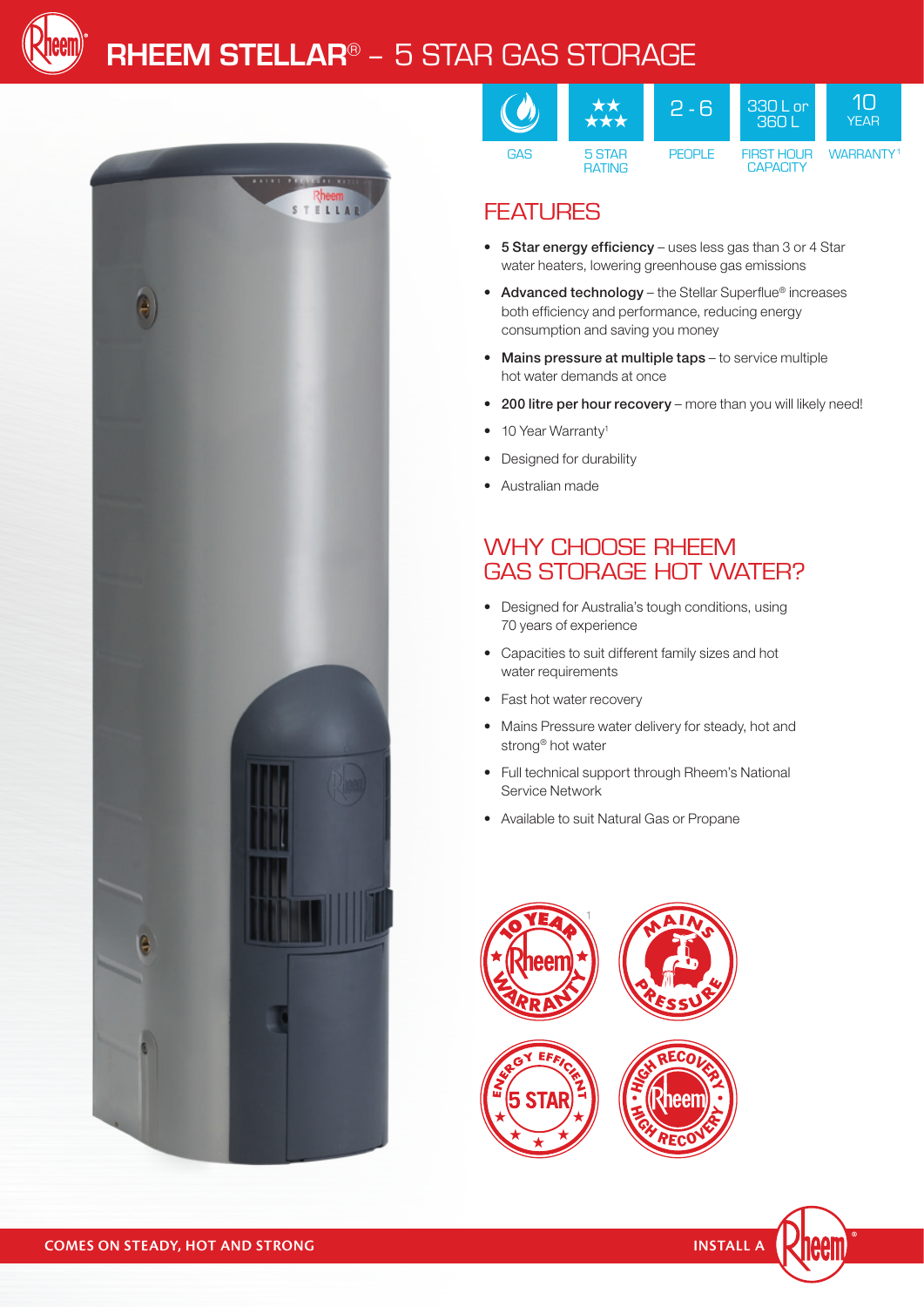# RHEEM STELLAR® – 5 STAR GAS STORAGE

| GAS | 5 STAR RATING | PEOPLE | FIRST HOUR CAPACITY | WARRANTY[1] |
|---|---|---|---|---|
| | ★★★★★ | 2 - 6 | 330 L or 360 L | 10 YEAR |

## FEATURES

- **5 Star energy efficiency** – uses less gas than 3 or 4 Star water heaters, lowering greenhouse gas emissions
- **Advanced technology** – the Stellar Superflue® increases both efficiency and performance, reducing energy consumption and saving you money
- **Mains pressure at multiple taps** – to service multiple hot water demands at once
- **200 litre per hour recovery** – more than you will likely need!
- 10 Year Warranty[1]
- Designed for durability
- Australian made

## WHY CHOOSE RHEEM GAS STORAGE HOT WATER?

- Designed for Australia's tough conditions, using 70 years of experience
- Capacities to suit different family sizes and hot water requirements
- Fast hot water recovery
- Mains Pressure water delivery for steady, hot and strong® hot water
- Full technical support through Rheem's National Service Network
- Available to suit Natural Gas or Propane

COMES ON STEADY, HOT AND STRONG

INSTALL A Rheem®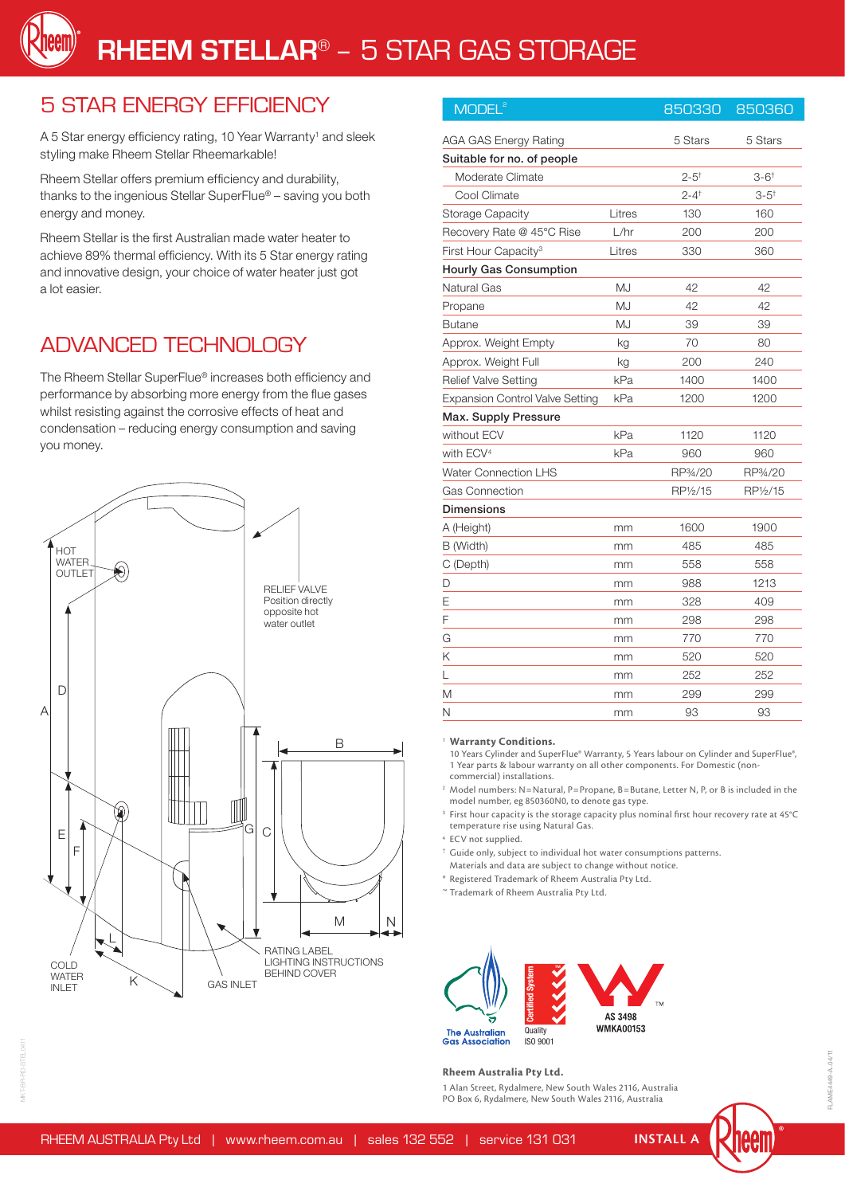# RHEEM STELLAR® – 5 STAR GAS STORAGE

## 5 STAR ENERGY EFFICIENCY

A 5 Star energy efficiency rating, 10 Year Warranty[1] and sleek styling make Rheem Stellar Rheemarkable!

Rheem Stellar offers premium efficiency and durability, thanks to the ingenious Stellar SuperFlue® – saving you both energy and money.

Rheem Stellar is the first Australian made water heater to achieve 89% thermal efficiency. With its 5 Star energy rating and innovative design, your choice of water heater just got a lot easier.

## ADVANCED TECHNOLOGY

The Rheem Stellar SuperFlue® increases both efficiency and performance by absorbing more energy from the flue gases whilst resisting against the corrosive effects of heat and condensation – reducing energy consumption and saving you money.

HOT WATER OUTLET

RELIEF VALVE
Position directly opposite hot water outlet

A
B
C
D
E
F
G
K
L
M
N

COLD WATER INLET

GAS INLET

RATING LABEL
LIGHTING INSTRUCTIONS
BEHIND COVER

| MODEL[2] | | 850330 | 850360 |
|---|---|---|---|
| AGA GAS Energy Rating | | 5 Stars | 5 Stars |
| **Suitable for no. of people** | | | |
| Moderate Climate | | 2-5† | 3-6† |
| Cool Climate | | 2-4† | 3-5† |
| Storage Capacity | Litres | 130 | 160 |
| Recovery Rate @ 45°C Rise | L/hr | 200 | 200 |
| First Hour Capacity[3] | Litres | 330 | 360 |
| **Hourly Gas Consumption** | | | |
| Natural Gas | MJ | 42 | 42 |
| Propane | MJ | 42 | 42 |
| Butane | MJ | 39 | 39 |
| Approx. Weight Empty | kg | 70 | 80 |
| Approx. Weight Full | kg | 200 | 240 |
| Relief Valve Setting | kPa | 1400 | 1400 |
| Expansion Control Valve Setting | kPa | 1200 | 1200 |
| **Max. Supply Pressure** | | | |
| without ECV | kPa | 1120 | 1120 |
| with ECV[4] | kPa | 960 | 960 |
| Water Connection LHS | | RP¾/20 | RP¾/20 |
| Gas Connection | | RP½/15 | RP½/15 |
| **Dimensions** | | | |
| A (Height) | mm | 1600 | 1900 |
| B (Width) | mm | 485 | 485 |
| C (Depth) | mm | 558 | 558 |
| D | mm | 988 | 1213 |
| E | mm | 328 | 409 |
| F | mm | 298 | 298 |
| G | mm | 770 | 770 |
| K | mm | 520 | 520 |
| L | mm | 252 | 252 |
| M | mm | 299 | 299 |
| N | mm | 93 | 93 |

[1] **Warranty Conditions.** 10 Years Cylinder and SuperFlue® Warranty, 5 Years labour on Cylinder and SuperFlue®, 1 Year parts & labour warranty on all other components. For Domestic (non-commercial) installations.

[2] Model numbers: N=Natural, P=Propane, B=Butane, Letter N, P, or B is included in the model number, eg 850360N0, to denote gas type.

[3] First hour capacity is the storage capacity plus nominal first hour recovery rate at 45°C temperature rise using Natural Gas.

[4] ECV not supplied.

† Guide only, subject to individual hot water consumptions patterns.
Materials and data are subject to change without notice.

® Registered Trademark of Rheem Australia Pty Ltd.

™ Trademark of Rheem Australia Pty Ltd.

The Australian Gas Association

Certified System Quality ISO 9001

AS 3498 WMKA00153

**Rheem Australia Pty Ltd.**
1 Alan Street, Rydalmere, New South Wales 2116, Australia
PO Box 6, Rydalmere, New South Wales 2116, Australia

RHEEM AUSTRALIA Pty Ltd | www.rheem.com.au | sales 132 552 | service 131 031

INSTALL A Rheem®